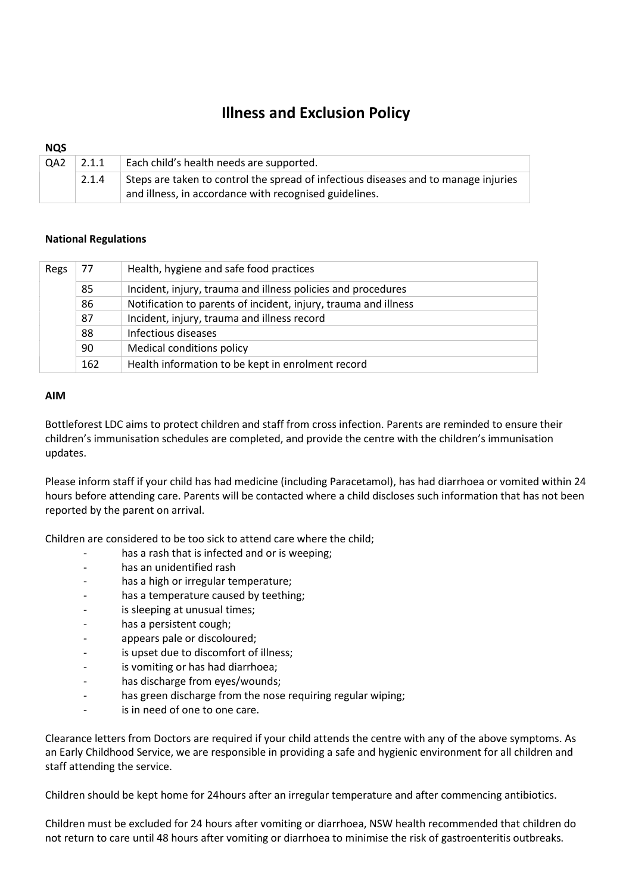# Illness and Exclusion Policy

**NQS**

| | | |
|---|---|---|
| QA2 | 2.1.1 | Each child's health needs are supported. |
| | 2.1.4 | Steps are taken to control the spread of infectious diseases and to manage injuries and illness, in accordance with recognised guidelines. |

**National Regulations**

| | | |
|---|---|---|
| Regs | 77 | Health, hygiene and safe food practices |
| | 85 | Incident, injury, trauma and illness policies and procedures |
| | 86 | Notification to parents of incident, injury, trauma and illness |
| | 87 | Incident, injury, trauma and illness record |
| | 88 | Infectious diseases |
| | 90 | Medical conditions policy |
| | 162 | Health information to be kept in enrolment record |

**AIM**

Bottleforest LDC aims to protect children and staff from cross infection. Parents are reminded to ensure their children's immunisation schedules are completed, and provide the centre with the children's immunisation updates.

Please inform staff if your child has had medicine (including Paracetamol), has had diarrhoea or vomited within 24 hours before attending care. Parents will be contacted where a child discloses such information that has not been reported by the parent on arrival.

Children are considered to be too sick to attend care where the child;

- has a rash that is infected and or is weeping;
- has an unidentified rash
- has a high or irregular temperature;
- has a temperature caused by teething;
- is sleeping at unusual times;
- has a persistent cough;
- appears pale or discoloured;
- is upset due to discomfort of illness;
- is vomiting or has had diarrhoea;
- has discharge from eyes/wounds;
- has green discharge from the nose requiring regular wiping;
- is in need of one to one care.

Clearance letters from Doctors are required if your child attends the centre with any of the above symptoms. As an Early Childhood Service, we are responsible in providing a safe and hygienic environment for all children and staff attending the service.

Children should be kept home for 24hours after an irregular temperature and after commencing antibiotics.

Children must be excluded for 24 hours after vomiting or diarrhoea, NSW health recommended that children do not return to care until 48 hours after vomiting or diarrhoea to minimise the risk of gastroenteritis outbreaks.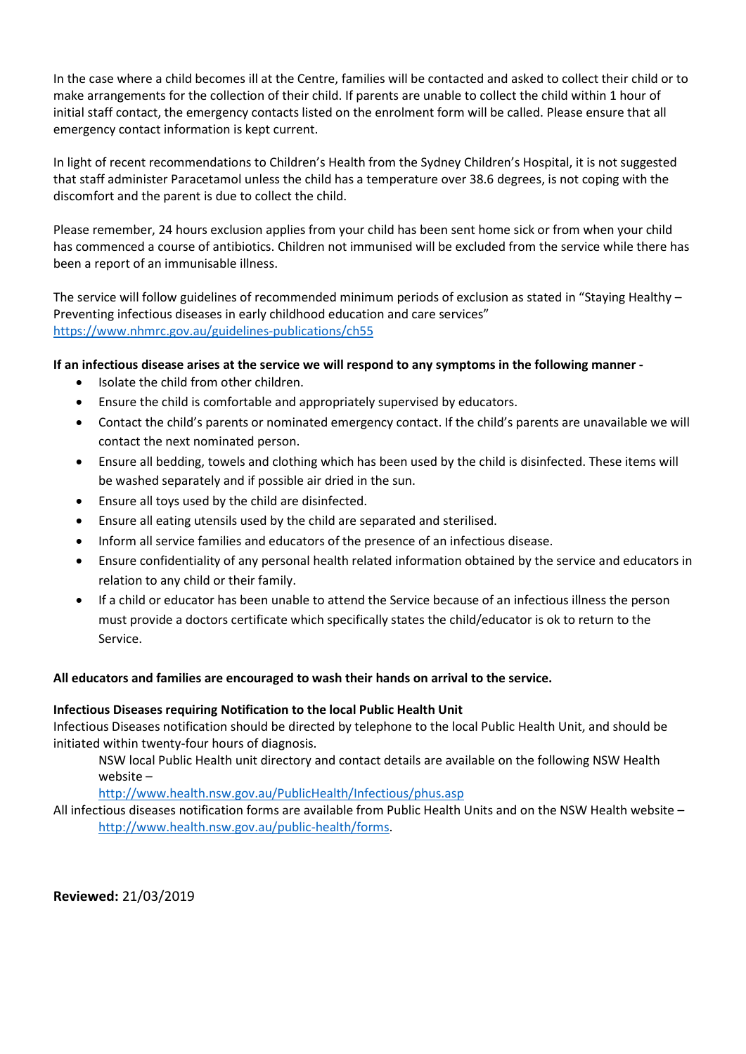In the case where a child becomes ill at the Centre, families will be contacted and asked to collect their child or to make arrangements for the collection of their child. If parents are unable to collect the child within 1 hour of initial staff contact, the emergency contacts listed on the enrolment form will be called. Please ensure that all emergency contact information is kept current.

In light of recent recommendations to Children's Health from the Sydney Children's Hospital, it is not suggested that staff administer Paracetamol unless the child has a temperature over 38.6 degrees, is not coping with the discomfort and the parent is due to collect the child.

Please remember, 24 hours exclusion applies from your child has been sent home sick or from when your child has commenced a course of antibiotics. Children not immunised will be excluded from the service while there has been a report of an immunisable illness.

The service will follow guidelines of recommended minimum periods of exclusion as stated in "Staying Healthy – Preventing infectious diseases in early childhood education and care services"
https://www.nhmrc.gov.au/guidelines-publications/ch55

**If an infectious disease arises at the service we will respond to any symptoms in the following manner -**

- Isolate the child from other children.
- Ensure the child is comfortable and appropriately supervised by educators.
- Contact the child's parents or nominated emergency contact. If the child's parents are unavailable we will contact the next nominated person.
- Ensure all bedding, towels and clothing which has been used by the child is disinfected. These items will be washed separately and if possible air dried in the sun.
- Ensure all toys used by the child are disinfected.
- Ensure all eating utensils used by the child are separated and sterilised.
- Inform all service families and educators of the presence of an infectious disease.
- Ensure confidentiality of any personal health related information obtained by the service and educators in relation to any child or their family.
- If a child or educator has been unable to attend the Service because of an infectious illness the person must provide a doctors certificate which specifically states the child/educator is ok to return to the Service.

**All educators and families are encouraged to wash their hands on arrival to the service.**

**Infectious Diseases requiring Notification to the local Public Health Unit**

Infectious Diseases notification should be directed by telephone to the local Public Health Unit, and should be initiated within twenty-four hours of diagnosis.

NSW local Public Health unit directory and contact details are available on the following NSW Health website –
http://www.health.nsw.gov.au/PublicHealth/Infectious/phus.asp

All infectious diseases notification forms are available from Public Health Units and on the NSW Health website –
http://www.health.nsw.gov.au/public-health/forms.

**Reviewed:** 21/03/2019